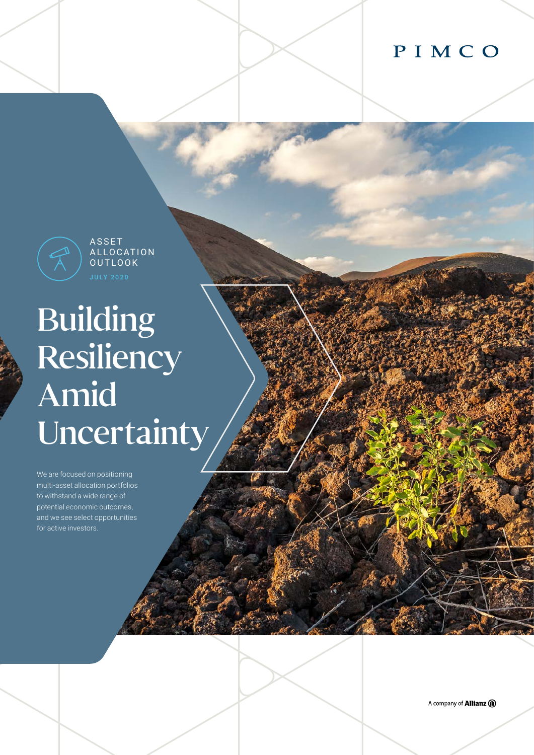PIMCO

ASSET ALLOCATION OUTLOOK

JULY 2020

# Building Resiliency Amid Uncertainty

We are focused on positioning multi-asset allocation portfolios to withstand a wide range of potential economic outcomes, and we see select opportunities for active investors.

A company of Allianz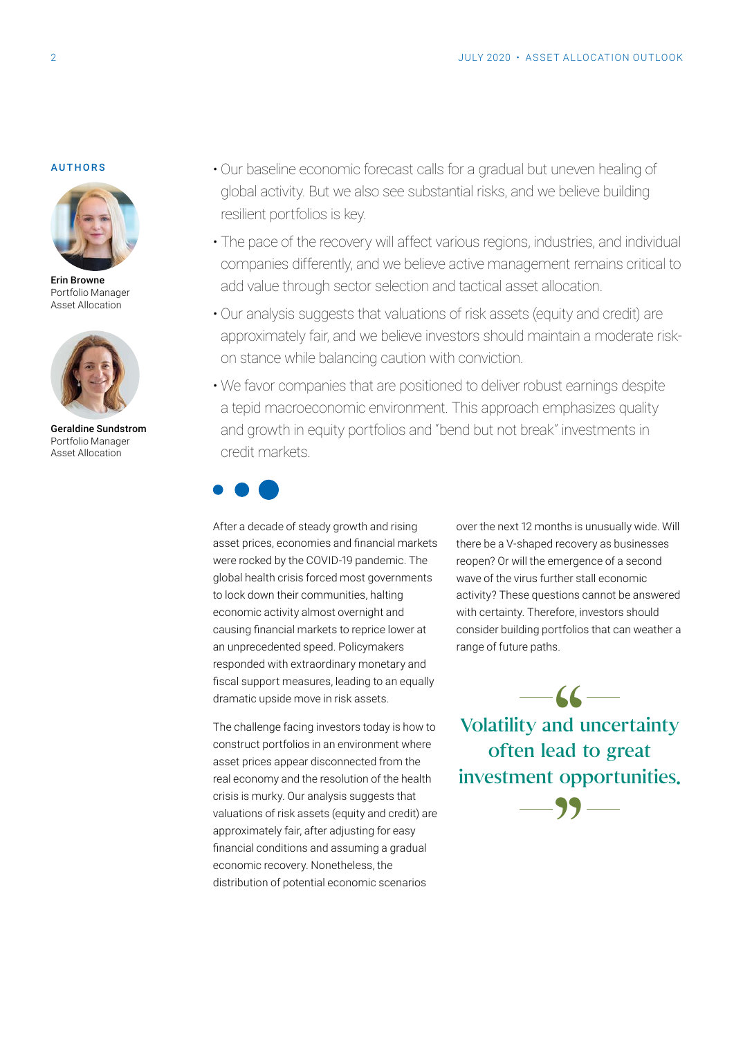## AUTHORS

**Erin Browne**
Portfolio Manager
Asset Allocation

**Geraldine Sundstrom**
Portfolio Manager
Asset Allocation

- Our baseline economic forecast calls for a gradual but uneven healing of global activity. But we also see substantial risks, and we believe building resilient portfolios is key.
- The pace of the recovery will affect various regions, industries, and individual companies differently, and we believe active management remains critical to add value through sector selection and tactical asset allocation.
- Our analysis suggests that valuations of risk assets (equity and credit) are approximately fair, and we believe investors should maintain a moderate risk-on stance while balancing caution with conviction.
- We favor companies that are positioned to deliver robust earnings despite a tepid macroeconomic environment. This approach emphasizes quality and growth in equity portfolios and "bend but not break" investments in credit markets.

After a decade of steady growth and rising asset prices, economies and financial markets were rocked by the COVID-19 pandemic. The global health crisis forced most governments to lock down their communities, halting economic activity almost overnight and causing financial markets to reprice lower at an unprecedented speed. Policymakers responded with extraordinary monetary and fiscal support measures, leading to an equally dramatic upside move in risk assets.

The challenge facing investors today is how to construct portfolios in an environment where asset prices appear disconnected from the real economy and the resolution of the health crisis is murky. Our analysis suggests that valuations of risk assets (equity and credit) are approximately fair, after adjusting for easy financial conditions and assuming a gradual economic recovery. Nonetheless, the distribution of potential economic scenarios over the next 12 months is unusually wide. Will there be a V-shaped recovery as businesses reopen? Or will the emergence of a second wave of the virus further stall economic activity? These questions cannot be answered with certainty. Therefore, investors should consider building portfolios that can weather a range of future paths.

> "Volatility and uncertainty often lead to great investment opportunities."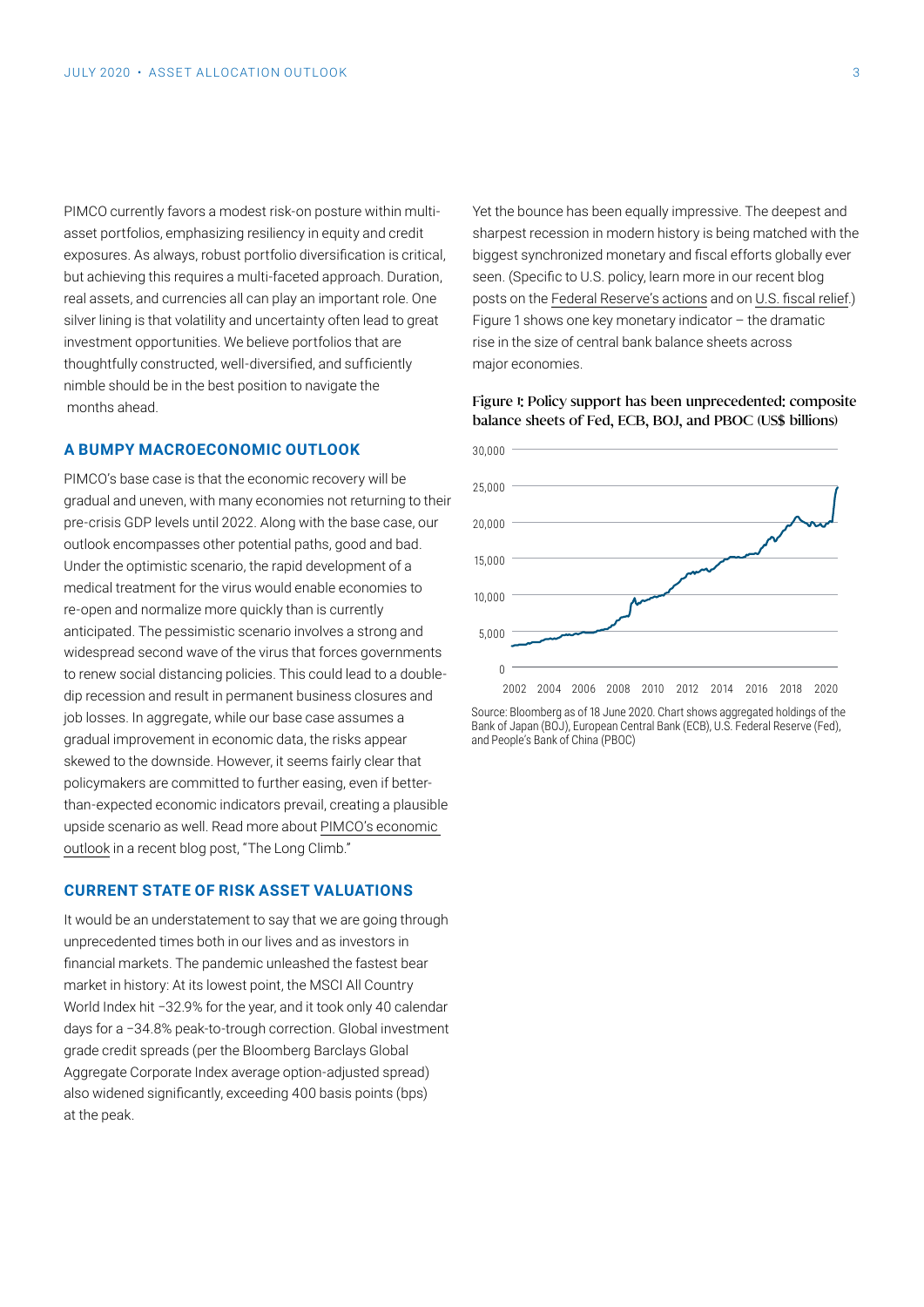PIMCO currently favors a modest risk-on posture within multi-asset portfolios, emphasizing resiliency in equity and credit exposures. As always, robust portfolio diversification is critical, but achieving this requires a multi-faceted approach. Duration, real assets, and currencies all can play an important role. One silver lining is that volatility and uncertainty often lead to great investment opportunities. We believe portfolios that are thoughtfully constructed, well-diversified, and sufficiently nimble should be in the best position to navigate the months ahead.

## A BUMPY MACROECONOMIC OUTLOOK

PIMCO's base case is that the economic recovery will be gradual and uneven, with many economies not returning to their pre-crisis GDP levels until 2022. Along with the base case, our outlook encompasses other potential paths, good and bad. Under the optimistic scenario, the rapid development of a medical treatment for the virus would enable economies to re-open and normalize more quickly than is currently anticipated. The pessimistic scenario involves a strong and widespread second wave of the virus that forces governments to renew social distancing policies. This could lead to a double-dip recession and result in permanent business closures and job losses. In aggregate, while our base case assumes a gradual improvement in economic data, the risks appear skewed to the downside. However, it seems fairly clear that policymakers are committed to further easing, even if better-than-expected economic indicators prevail, creating a plausible upside scenario as well. Read more about PIMCO's economic outlook in a recent blog post, "The Long Climb."

## CURRENT STATE OF RISK ASSET VALUATIONS

It would be an understatement to say that we are going through unprecedented times both in our lives and as investors in financial markets. The pandemic unleashed the fastest bear market in history: At its lowest point, the MSCI All Country World Index hit −32.9% for the year, and it took only 40 calendar days for a −34.8% peak-to-trough correction. Global investment grade credit spreads (per the Bloomberg Barclays Global Aggregate Corporate Index average option-adjusted spread) also widened significantly, exceeding 400 basis points (bps) at the peak.

Yet the bounce has been equally impressive. The deepest and sharpest recession in modern history is being matched with the biggest synchronized monetary and fiscal efforts globally ever seen. (Specific to U.S. policy, learn more in our recent blog posts on the Federal Reserve's actions and on U.S. fiscal relief.) Figure 1 shows one key monetary indicator – the dramatic rise in the size of central bank balance sheets across major economies.

**Figure 1: Policy support has been unprecedented: composite balance sheets of Fed, ECB, BOJ, and PBOC (US$ billions)**

Source: Bloomberg as of 18 June 2020. Chart shows aggregated holdings of the Bank of Japan (BOJ), European Central Bank (ECB), U.S. Federal Reserve (Fed), and People's Bank of China (PBOC)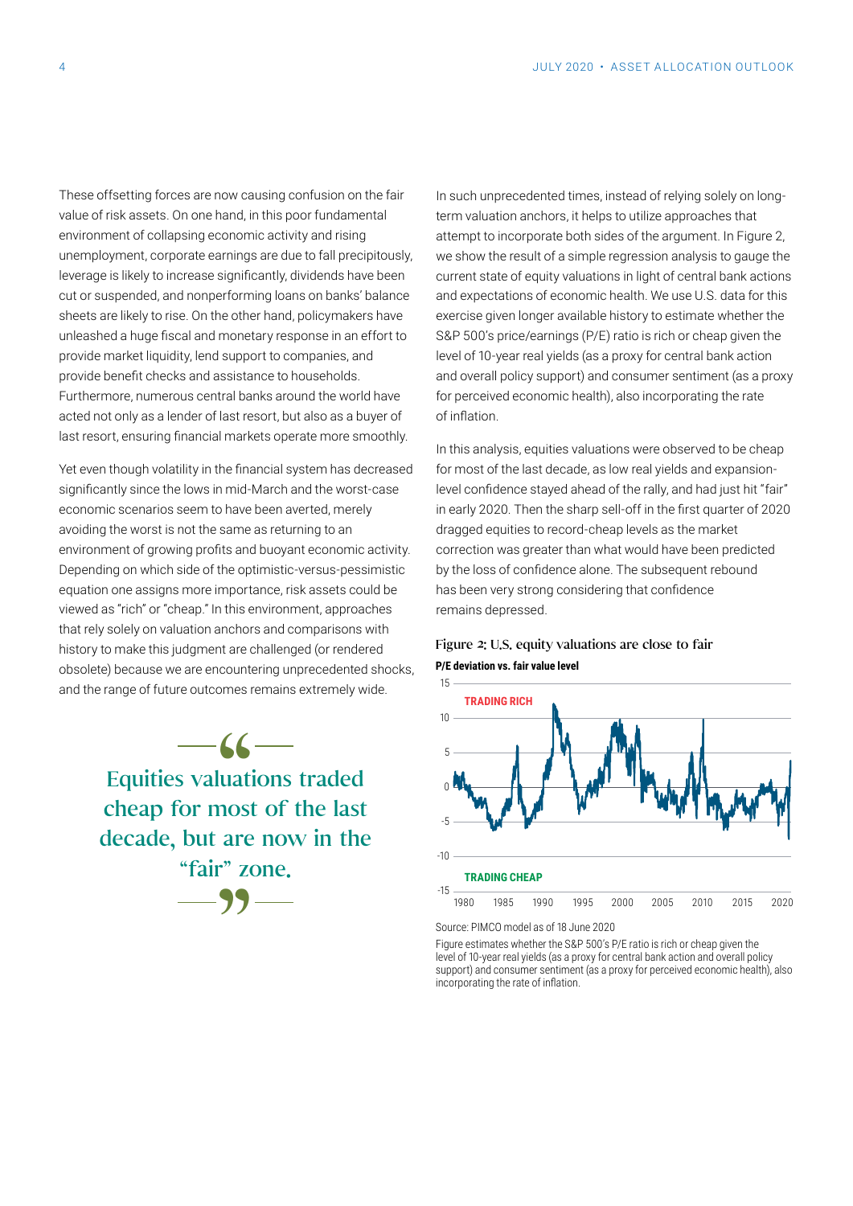These offsetting forces are now causing confusion on the fair value of risk assets. On one hand, in this poor fundamental environment of collapsing economic activity and rising unemployment, corporate earnings are due to fall precipitously, leverage is likely to increase significantly, dividends have been cut or suspended, and nonperforming loans on banks' balance sheets are likely to rise. On the other hand, policymakers have unleashed a huge fiscal and monetary response in an effort to provide market liquidity, lend support to companies, and provide benefit checks and assistance to households. Furthermore, numerous central banks around the world have acted not only as a lender of last resort, but also as a buyer of last resort, ensuring financial markets operate more smoothly.

Yet even though volatility in the financial system has decreased significantly since the lows in mid-March and the worst-case economic scenarios seem to have been averted, merely avoiding the worst is not the same as returning to an environment of growing profits and buoyant economic activity. Depending on which side of the optimistic-versus-pessimistic equation one assigns more importance, risk assets could be viewed as "rich" or "cheap." In this environment, approaches that rely solely on valuation anchors and comparisons with history to make this judgment are challenged (or rendered obsolete) because we are encountering unprecedented shocks, and the range of future outcomes remains extremely wide.

> "Equities valuations traded cheap for most of the last decade, but are now in the "fair" zone."

In such unprecedented times, instead of relying solely on long-term valuation anchors, it helps to utilize approaches that attempt to incorporate both sides of the argument. In Figure 2, we show the result of a simple regression analysis to gauge the current state of equity valuations in light of central bank actions and expectations of economic health. We use U.S. data for this exercise given longer available history to estimate whether the S&P 500's price/earnings (P/E) ratio is rich or cheap given the level of 10-year real yields (as a proxy for central bank action and overall policy support) and consumer sentiment (as a proxy for perceived economic health), also incorporating the rate of inflation.

In this analysis, equities valuations were observed to be cheap for most of the last decade, as low real yields and expansion-level confidence stayed ahead of the rally, and had just hit "fair" in early 2020. Then the sharp sell-off in the first quarter of 2020 dragged equities to record-cheap levels as the market correction was greater than what would have been predicted by the loss of confidence alone. The subsequent rebound has been very strong considering that confidence remains depressed.

**Figure 2: U.S. equity valuations are close to fair**

**P/E deviation vs. fair value level**

Source: PIMCO model as of 18 June 2020

Figure estimates whether the S&P 500's P/E ratio is rich or cheap given the level of 10-year real yields (as a proxy for central bank action and overall policy support) and consumer sentiment (as a proxy for perceived economic health), also incorporating the rate of inflation.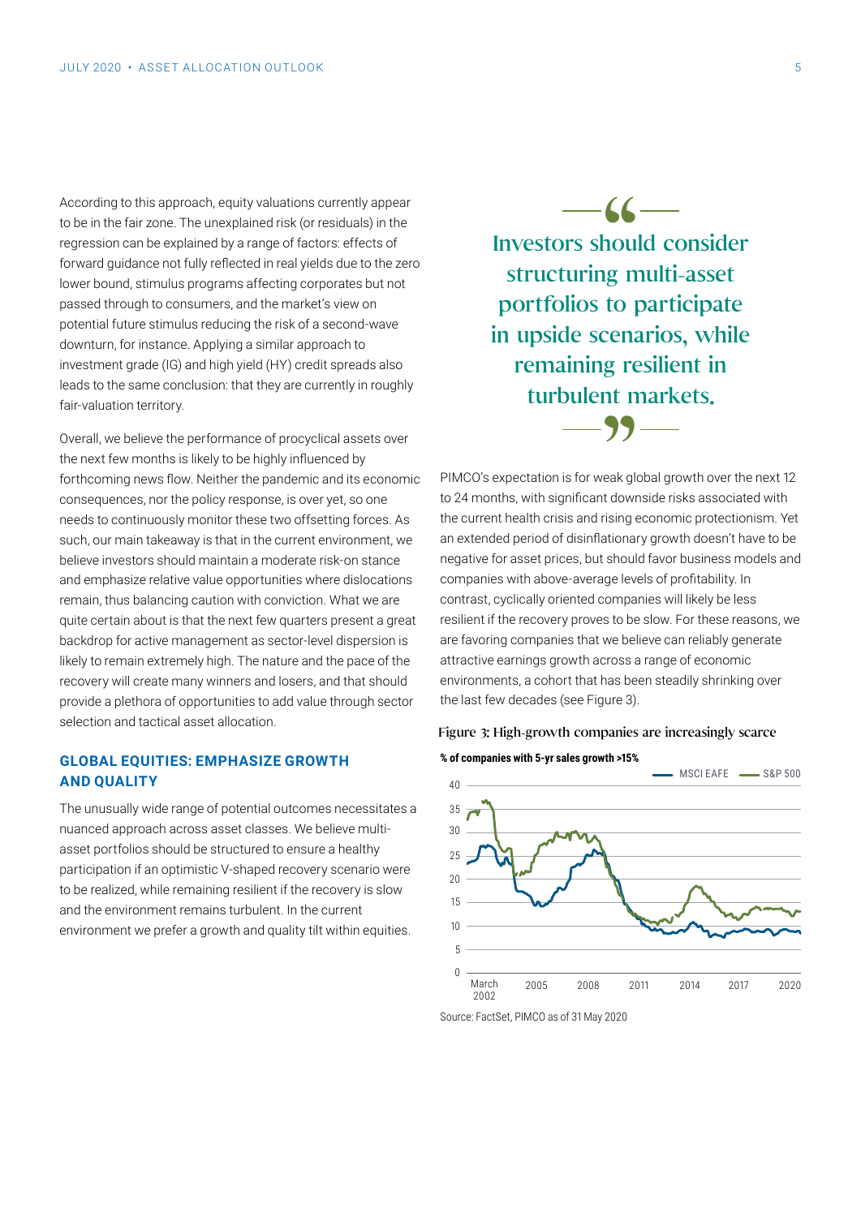According to this approach, equity valuations currently appear to be in the fair zone. The unexplained risk (or residuals) in the regression can be explained by a range of factors: effects of forward guidance not fully reflected in real yields due to the zero lower bound, stimulus programs affecting corporates but not passed through to consumers, and the market's view on potential future stimulus reducing the risk of a second-wave downturn, for instance. Applying a similar approach to investment grade (IG) and high yield (HY) credit spreads also leads to the same conclusion: that they are currently in roughly fair-valuation territory.

Overall, we believe the performance of procyclical assets over the next few months is likely to be highly influenced by forthcoming news flow. Neither the pandemic and its economic consequences, nor the policy response, is over yet, so one needs to continuously monitor these two offsetting forces. As such, our main takeaway is that in the current environment, we believe investors should maintain a moderate risk-on stance and emphasize relative value opportunities where dislocations remain, thus balancing caution with conviction. What we are quite certain about is that the next few quarters present a great backdrop for active management as sector-level dispersion is likely to remain extremely high. The nature and the pace of the recovery will create many winners and losers, and that should provide a plethora of opportunities to add value through sector selection and tactical asset allocation.

## GLOBAL EQUITIES: EMPHASIZE GROWTH AND QUALITY

The unusually wide range of potential outcomes necessitates a nuanced approach across asset classes. We believe multi-asset portfolios should be structured to ensure a healthy participation if an optimistic V-shaped recovery scenario were to be realized, while remaining resilient if the recovery is slow and the environment remains turbulent. In the current environment we prefer a growth and quality tilt within equities.

> "Investors should consider structuring multi-asset portfolios to participate in upside scenarios, while remaining resilient in turbulent markets."

PIMCO's expectation is for weak global growth over the next 12 to 24 months, with significant downside risks associated with the current health crisis and rising economic protectionism. Yet an extended period of disinflationary growth doesn't have to be negative for asset prices, but should favor business models and companies with above-average levels of profitability. In contrast, cyclically oriented companies will likely be less resilient if the recovery proves to be slow. For these reasons, we are favoring companies that we believe can reliably generate attractive earnings growth across a range of economic environments, a cohort that has been steadily shrinking over the last few decades (see Figure 3).

**Figure 3: High-growth companies are increasingly scarce**

**% of companies with 5-yr sales growth >15%**

Legend: MSCI EAFE, S&P 500

Y-axis: 0, 5, 10, 15, 20, 25, 30, 35, 40

X-axis: March 2002, 2005, 2008, 2011, 2014, 2017, 2020

Source: FactSet, PIMCO as of 31 May 2020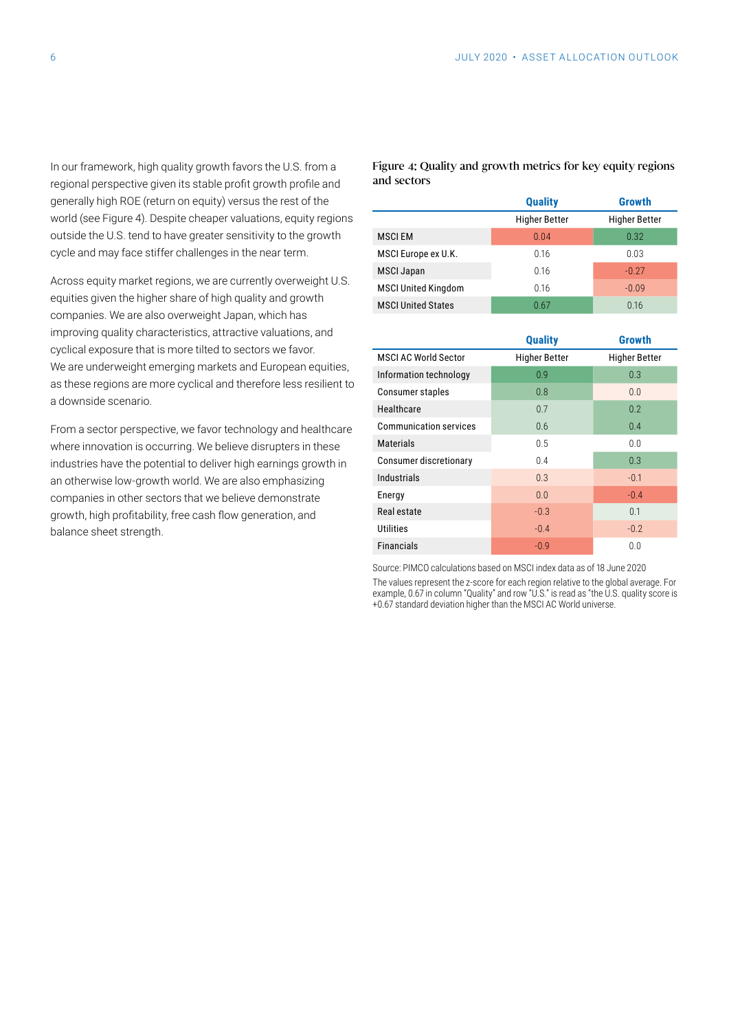In our framework, high quality growth favors the U.S. from a regional perspective given its stable profit growth profile and generally high ROE (return on equity) versus the rest of the world (see Figure 4). Despite cheaper valuations, equity regions outside the U.S. tend to have greater sensitivity to the growth cycle and may face stiffer challenges in the near term.

Across equity market regions, we are currently overweight U.S. equities given the higher share of high quality and growth companies. We are also overweight Japan, which has improving quality characteristics, attractive valuations, and cyclical exposure that is more tilted to sectors we favor. We are underweight emerging markets and European equities, as these regions are more cyclical and therefore less resilient to a downside scenario.

From a sector perspective, we favor technology and healthcare where innovation is occurring. We believe disrupters in these industries have the potential to deliver high earnings growth in an otherwise low-growth world. We are also emphasizing companies in other sectors that we believe demonstrate growth, high profitability, free cash flow generation, and balance sheet strength.

**Figure 4: Quality and growth metrics for key equity regions and sectors**

| | Quality | Growth |
|---|---|---|
| | Higher Better | Higher Better |
| MSCI EM | 0.04 | 0.32 |
| MSCI Europe ex U.K. | 0.16 | 0.03 |
| MSCI Japan | 0.16 | -0.27 |
| MSCI United Kingdom | 0.16 | -0.09 |
| MSCI United States | 0.67 | 0.16 |

| | Quality | Growth |
|---|---|---|
| MSCI AC World Sector | Higher Better | Higher Better |
| Information technology | 0.9 | 0.3 |
| Consumer staples | 0.8 | 0.0 |
| Healthcare | 0.7 | 0.2 |
| Communication services | 0.6 | 0.4 |
| Materials | 0.5 | 0.0 |
| Consumer discretionary | 0.4 | 0.3 |
| Industrials | 0.3 | -0.1 |
| Energy | 0.0 | -0.4 |
| Real estate | -0.3 | 0.1 |
| Utilities | -0.4 | -0.2 |
| Financials | -0.9 | 0.0 |

Source: PIMCO calculations based on MSCI index data as of 18 June 2020

The values represent the z-score for each region relative to the global average. For example, 0.67 in column "Quality" and row "U.S." is read as "the U.S. quality score is +0.67 standard deviation higher than the MSCI AC World universe.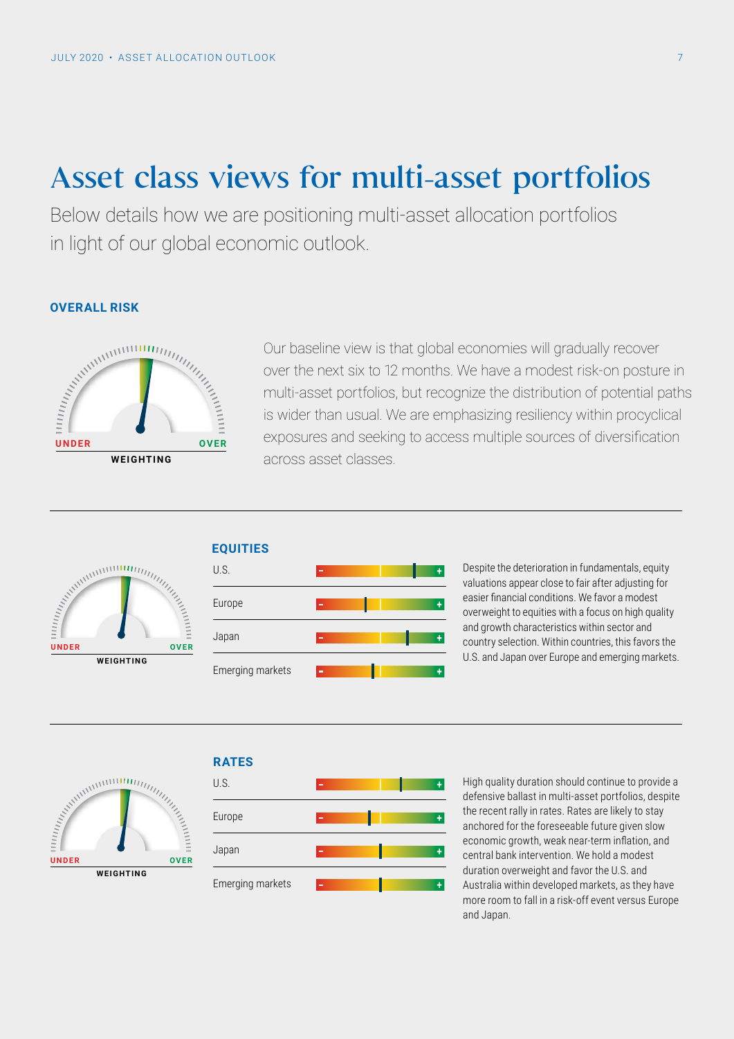# Asset class views for multi-asset portfolios

Below details how we are positioning multi-asset allocation portfolios in light of our global economic outlook.

### OVERALL RISK

UNDER OVER
WEIGHTING

Our baseline view is that global economies will gradually recover over the next six to 12 months. We have a modest risk-on posture in multi-asset portfolios, but recognize the distribution of potential paths is wider than usual. We are emphasizing resiliency within procyclical exposures and seeking to access multiple sources of diversification across asset classes.

---

UNDER OVER
WEIGHTING

### EQUITIES

U.S.

Europe

Japan

Emerging markets

Despite the deterioration in fundamentals, equity valuations appear close to fair after adjusting for easier financial conditions. We favor a modest overweight to equities with a focus on high quality and growth characteristics within sector and country selection. Within countries, this favors the U.S. and Japan over Europe and emerging markets.

---

UNDER OVER
WEIGHTING

### RATES

U.S.

Europe

Japan

Emerging markets

High quality duration should continue to provide a defensive ballast in multi-asset portfolios, despite the recent rally in rates. Rates are likely to stay anchored for the foreseeable future given slow economic growth, weak near-term inflation, and central bank intervention. We hold a modest duration overweight and favor the U.S. and Australia within developed markets, as they have more room to fall in a risk-off event versus Europe and Japan.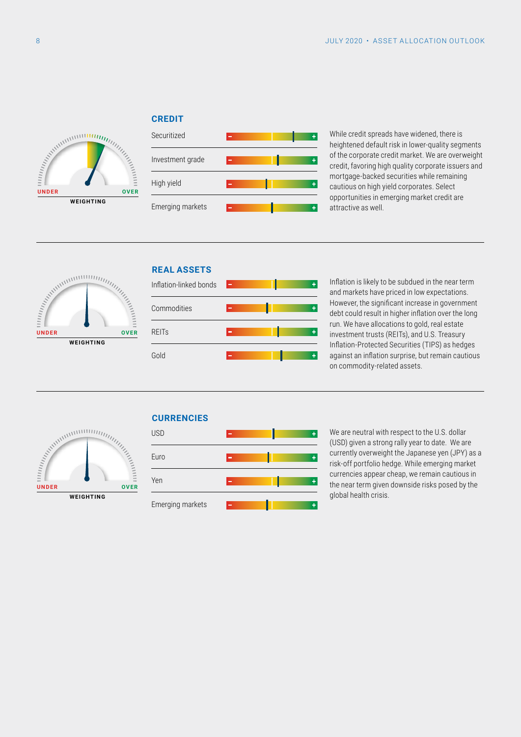## CREDIT

UNDER OVER
WEIGHTING

- Securitized
- Investment grade
- High yield
- Emerging markets

While credit spreads have widened, there is heightened default risk in lower-quality segments of the corporate credit market. We are overweight credit, favoring high quality corporate issuers and mortgage-backed securities while remaining cautious on high yield corporates. Select opportunities in emerging market credit are attractive as well.

---

## REAL ASSETS

UNDER OVER
WEIGHTING

- Inflation-linked bonds
- Commodities
- REITs
- Gold

Inflation is likely to be subdued in the near term and markets have priced in low expectations. However, the significant increase in government debt could result in higher inflation over the long run. We have allocations to gold, real estate investment trusts (REITs), and U.S. Treasury Inflation-Protected Securities (TIPS) as hedges against an inflation surprise, but remain cautious on commodity-related assets.

---

## CURRENCIES

UNDER OVER
WEIGHTING

- USD
- Euro
- Yen
- Emerging markets

We are neutral with respect to the U.S. dollar (USD) given a strong rally year to date. We are currently overweight the Japanese yen (JPY) as a risk-off portfolio hedge. While emerging market currencies appear cheap, we remain cautious in the near term given downside risks posed by the global health crisis.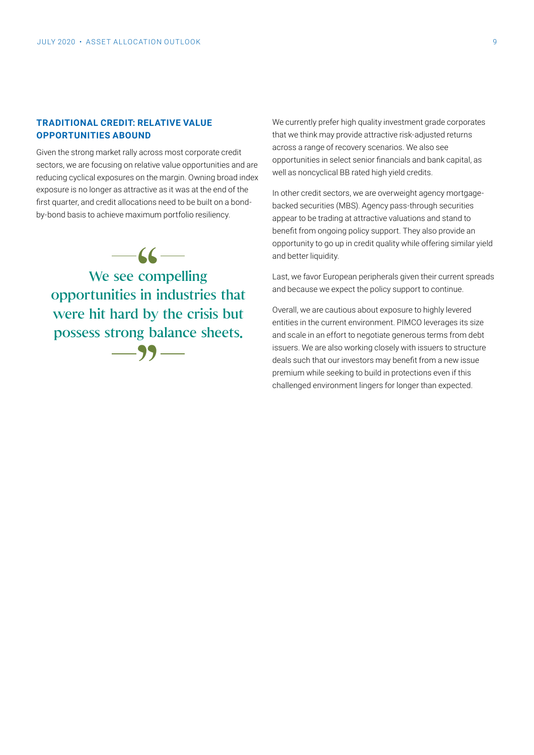## TRADITIONAL CREDIT: RELATIVE VALUE OPPORTUNITIES ABOUND

Given the strong market rally across most corporate credit sectors, we are focusing on relative value opportunities and are reducing cyclical exposures on the margin. Owning broad index exposure is no longer as attractive as it was at the end of the first quarter, and credit allocations need to be built on a bond-by-bond basis to achieve maximum portfolio resiliency.

> "We see compelling opportunities in industries that were hit hard by the crisis but possess strong balance sheets."

We currently prefer high quality investment grade corporates that we think may provide attractive risk-adjusted returns across a range of recovery scenarios. We also see opportunities in select senior financials and bank capital, as well as noncyclical BB rated high yield credits.

In other credit sectors, we are overweight agency mortgage-backed securities (MBS). Agency pass-through securities appear to be trading at attractive valuations and stand to benefit from ongoing policy support. They also provide an opportunity to go up in credit quality while offering similar yield and better liquidity.

Last, we favor European peripherals given their current spreads and because we expect the policy support to continue.

Overall, we are cautious about exposure to highly levered entities in the current environment. PIMCO leverages its size and scale in an effort to negotiate generous terms from debt issuers. We are also working closely with issuers to structure deals such that our investors may benefit from a new issue premium while seeking to build in protections even if this challenged environment lingers for longer than expected.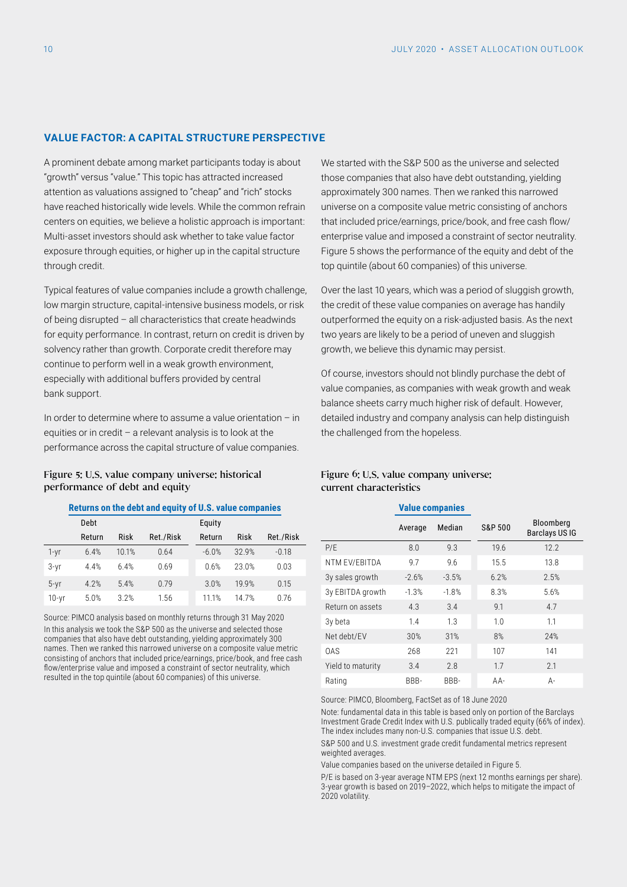## VALUE FACTOR: A CAPITAL STRUCTURE PERSPECTIVE

A prominent debate among market participants today is about "growth" versus "value." This topic has attracted increased attention as valuations assigned to "cheap" and "rich" stocks have reached historically wide levels. While the common refrain centers on equities, we believe a holistic approach is important: Multi-asset investors should ask whether to take value factor exposure through equities, or higher up in the capital structure through credit.

Typical features of value companies include a growth challenge, low margin structure, capital-intensive business models, or risk of being disrupted – all characteristics that create headwinds for equity performance. In contrast, return on credit is driven by solvency rather than growth. Corporate credit therefore may continue to perform well in a weak growth environment, especially with additional buffers provided by central bank support.

In order to determine where to assume a value orientation – in equities or in credit – a relevant analysis is to look at the performance across the capital structure of value companies.

We started with the S&P 500 as the universe and selected those companies that also have debt outstanding, yielding approximately 300 names. Then we ranked this narrowed universe on a composite value metric consisting of anchors that included price/earnings, price/book, and free cash flow/enterprise value and imposed a constraint of sector neutrality. Figure 5 shows the performance of the equity and debt of the top quintile (about 60 companies) of this universe.

Over the last 10 years, which was a period of sluggish growth, the credit of these value companies on average has handily outperformed the equity on a risk-adjusted basis. As the next two years are likely to be a period of uneven and sluggish growth, we believe this dynamic may persist.

Of course, investors should not blindly purchase the debt of value companies, as companies with weak growth and weak balance sheets carry much higher risk of default. However, detailed industry and company analysis can help distinguish the challenged from the hopeless.

### Figure 5: U.S. value company universe: historical performance of debt and equity

**Returns on the debt and equity of U.S. value companies**

| | Debt | | | Equity | | |
|---|---|---|---|---|---|---|
| | Return | Risk | Ret./Risk | Return | Risk | Ret./Risk |
| 1-yr | 6.4% | 10.1% | 0.64 | -6.0% | 32.9% | -0.18 |
| 3-yr | 4.4% | 6.4% | 0.69 | 0.6% | 23.0% | 0.03 |
| 5-yr | 4.2% | 5.4% | 0.79 | 3.0% | 19.9% | 0.15 |
| 10-yr | 5.0% | 3.2% | 1.56 | 11.1% | 14.7% | 0.76 |

Source: PIMCO analysis based on monthly returns through 31 May 2020
In this analysis we took the S&P 500 as the universe and selected those companies that also have debt outstanding, yielding approximately 300 names. Then we ranked this narrowed universe on a composite value metric consisting of anchors that included price/earnings, price/book, and free cash flow/enterprise value and imposed a constraint of sector neutrality, which resulted in the top quintile (about 60 companies) of this universe.

### Figure 6: U.S. value company universe: current characteristics

| | Value companies | | | |
|---|---|---|---|---|
| | Average | Median | S&P 500 | Bloomberg Barclays US IG |
| P/E | 8.0 | 9.3 | 19.6 | 12.2 |
| NTM EV/EBITDA | 9.7 | 9.6 | 15.5 | 13.8 |
| 3y sales growth | -2.6% | -3.5% | 6.2% | 2.5% |
| 3y EBITDA growth | -1.3% | -1.8% | 8.3% | 5.6% |
| Return on assets | 4.3 | 3.4 | 9.1 | 4.7 |
| 3y beta | 1.4 | 1.3 | 1.0 | 1.1 |
| Net debt/EV | 30% | 31% | 8% | 24% |
| OAS | 268 | 221 | 107 | 141 |
| Yield to maturity | 3.4 | 2.8 | 1.7 | 2.1 |
| Rating | BBB- | BBB- | AA- | A- |

Source: PIMCO, Bloomberg, FactSet as of 18 June 2020

Note: fundamental data in this table is based only on portion of the Barclays Investment Grade Credit Index with U.S. publically traded equity (66% of index). The index includes many non-U.S. companies that issue U.S. debt.

S&P 500 and U.S. investment grade credit fundamental metrics represent weighted averages.

Value companies based on the universe detailed in Figure 5.

P/E is based on 3-year average NTM EPS (next 12 months earnings per share). 3-year growth is based on 2019–2022, which helps to mitigate the impact of 2020 volatility.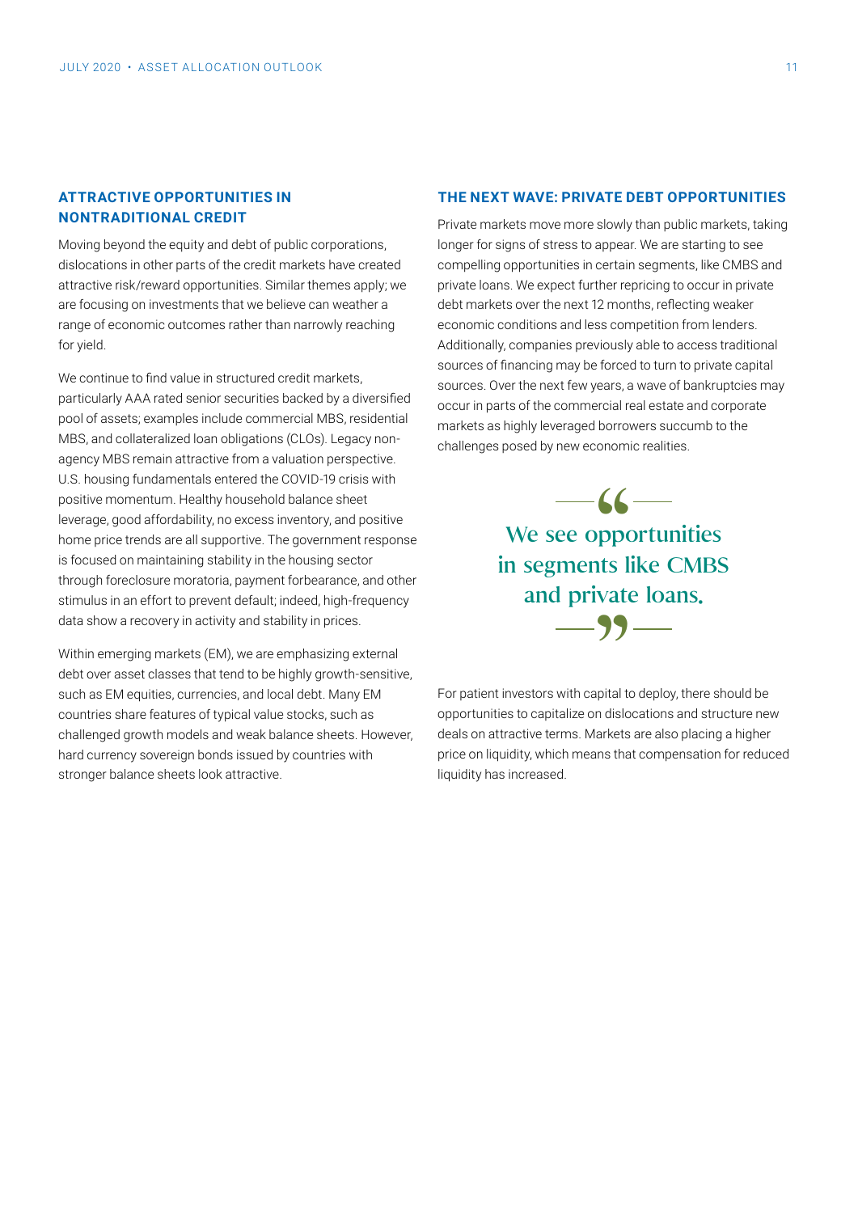## ATTRACTIVE OPPORTUNITIES IN NONTRADITIONAL CREDIT

Moving beyond the equity and debt of public corporations, dislocations in other parts of the credit markets have created attractive risk/reward opportunities. Similar themes apply; we are focusing on investments that we believe can weather a range of economic outcomes rather than narrowly reaching for yield.

We continue to find value in structured credit markets, particularly AAA rated senior securities backed by a diversified pool of assets; examples include commercial MBS, residential MBS, and collateralized loan obligations (CLOs). Legacy non-agency MBS remain attractive from a valuation perspective. U.S. housing fundamentals entered the COVID-19 crisis with positive momentum. Healthy household balance sheet leverage, good affordability, no excess inventory, and positive home price trends are all supportive. The government response is focused on maintaining stability in the housing sector through foreclosure moratoria, payment forbearance, and other stimulus in an effort to prevent default; indeed, high-frequency data show a recovery in activity and stability in prices.

Within emerging markets (EM), we are emphasizing external debt over asset classes that tend to be highly growth-sensitive, such as EM equities, currencies, and local debt. Many EM countries share features of typical value stocks, such as challenged growth models and weak balance sheets. However, hard currency sovereign bonds issued by countries with stronger balance sheets look attractive.

## THE NEXT WAVE: PRIVATE DEBT OPPORTUNITIES

Private markets move more slowly than public markets, taking longer for signs of stress to appear. We are starting to see compelling opportunities in certain segments, like CMBS and private loans. We expect further repricing to occur in private debt markets over the next 12 months, reflecting weaker economic conditions and less competition from lenders. Additionally, companies previously able to access traditional sources of financing may be forced to turn to private capital sources. Over the next few years, a wave of bankruptcies may occur in parts of the commercial real estate and corporate markets as highly leveraged borrowers succumb to the challenges posed by new economic realities.

> "We see opportunities in segments like CMBS and private loans."

For patient investors with capital to deploy, there should be opportunities to capitalize on dislocations and structure new deals on attractive terms. Markets are also placing a higher price on liquidity, which means that compensation for reduced liquidity has increased.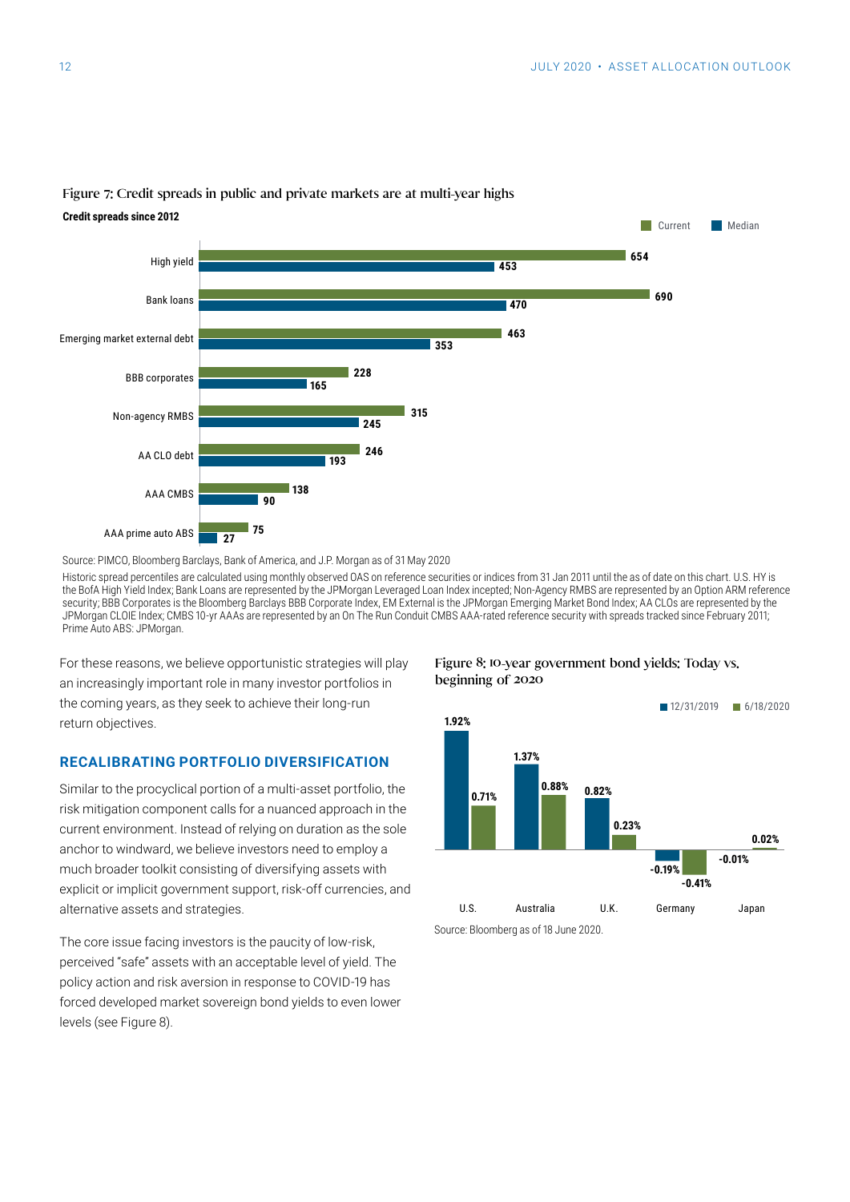Figure 7: Credit spreads in public and private markets are at multi-year highs

**Credit spreads since 2012**

| | Current | Median |
|---|---|---|
| High yield | 654 | 453 |
| Bank loans | 690 | 470 |
| Emerging market external debt | 463 | 353 |
| BBB corporates | 228 | 165 |
| Non-agency RMBS | 315 | 245 |
| AA CLO debt | 246 | 193 |
| AAA CMBS | 138 | 90 |
| AAA prime auto ABS | 75 | 27 |

Source: PIMCO, Bloomberg Barclays, Bank of America, and J.P. Morgan as of 31 May 2020

Historic spread percentiles are calculated using monthly observed OAS on reference securities or indices from 31 Jan 2011 until the as of date on this chart. U.S. HY is the BofA High Yield Index; Bank Loans are represented by the JPMorgan Leveraged Loan Index incepted; Non-Agency RMBS are represented by an Option ARM reference security; BBB Corporates is the Bloomberg Barclays BBB Corporate Index, EM External is the JPMorgan Emerging Market Bond Index; AA CLOs are represented by the JPMorgan CLOIE Index; CMBS 10-yr AAAs are represented by an On The Run Conduit CMBS AAA-rated reference security with spreads tracked since February 2011; Prime Auto ABS: JPMorgan.

For these reasons, we believe opportunistic strategies will play an increasingly important role in many investor portfolios in the coming years, as they seek to achieve their long-run return objectives.

## RECALIBRATING PORTFOLIO DIVERSIFICATION

Similar to the procyclical portion of a multi-asset portfolio, the risk mitigation component calls for a nuanced approach in the current environment. Instead of relying on duration as the sole anchor to windward, we believe investors need to employ a much broader toolkit consisting of diversifying assets with explicit or implicit government support, risk-off currencies, and alternative assets and strategies.

The core issue facing investors is the paucity of low-risk, perceived "safe" assets with an acceptable level of yield. The policy action and risk aversion in response to COVID-19 has forced developed market sovereign bond yields to even lower levels (see Figure 8).

Figure 8: 10-year government bond yields: Today vs. beginning of 2020

| | 12/31/2019 | 6/18/2020 |
|---|---|---|
| U.S. | 1.92% | 0.71% |
| Australia | 1.37% | 0.88% |
| U.K. | 0.82% | 0.23% |
| Germany | -0.19% | -0.41% |
| Japan | -0.01% | 0.02% |

Source: Bloomberg as of 18 June 2020.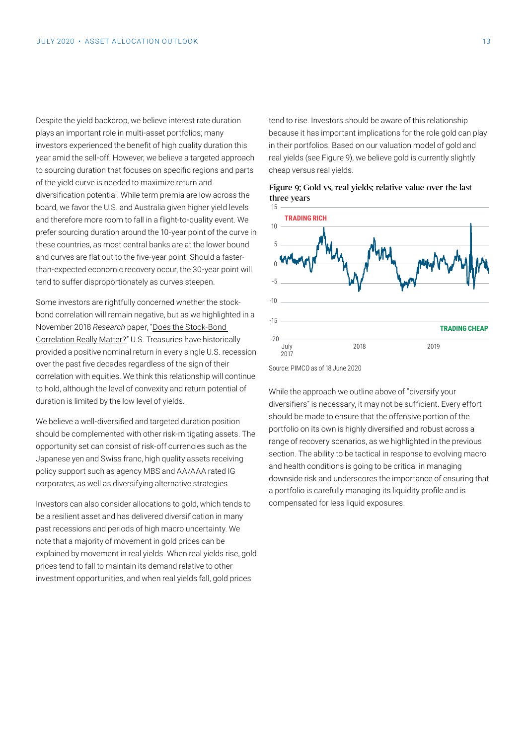Despite the yield backdrop, we believe interest rate duration plays an important role in multi-asset portfolios; many investors experienced the benefit of high quality duration this year amid the sell-off. However, we believe a targeted approach to sourcing duration that focuses on specific regions and parts of the yield curve is needed to maximize return and diversification potential. While term premia are low across the board, we favor the U.S. and Australia given higher yield levels and therefore more room to fall in a flight-to-quality event. We prefer sourcing duration around the 10-year point of the curve in these countries, as most central banks are at the lower bound and curves are flat out to the five-year point. Should a faster-than-expected economic recovery occur, the 30-year point will tend to suffer disproportionately as curves steepen.

Some investors are rightfully concerned whether the stock-bond correlation will remain negative, but as we highlighted in a November 2018 *Research* paper, "Does the Stock-Bond Correlation Really Matter?" U.S. Treasuries have historically provided a positive nominal return in every single U.S. recession over the past five decades regardless of the sign of their correlation with equities. We think this relationship will continue to hold, although the level of convexity and return potential of duration is limited by the low level of yields.

We believe a well-diversified and targeted duration position should be complemented with other risk-mitigating assets. The opportunity set can consist of risk-off currencies such as the Japanese yen and Swiss franc, high quality assets receiving policy support such as agency MBS and AA/AAA rated IG corporates, as well as diversifying alternative strategies.

Investors can also consider allocations to gold, which tends to be a resilient asset and has delivered diversification in many past recessions and periods of high macro uncertainty. We note that a majority of movement in gold prices can be explained by movement in real yields. When real yields rise, gold prices tend to fall to maintain its demand relative to other investment opportunities, and when real yields fall, gold prices tend to rise. Investors should be aware of this relationship because it has important implications for the role gold can play in their portfolios. Based on our valuation model of gold and real yields (see Figure 9), we believe gold is currently slightly cheap versus real yields.

Figure 9: Gold vs. real yields: relative value over the last three years

Source: PIMCO as of 18 June 2020

While the approach we outline above of "diversify your diversifiers" is necessary, it may not be sufficient. Every effort should be made to ensure that the offensive portion of the portfolio on its own is highly diversified and robust across a range of recovery scenarios, as we highlighted in the previous section. The ability to be tactical in response to evolving macro and health conditions is going to be critical in managing downside risk and underscores the importance of ensuring that a portfolio is carefully managing its liquidity profile and is compensated for less liquid exposures.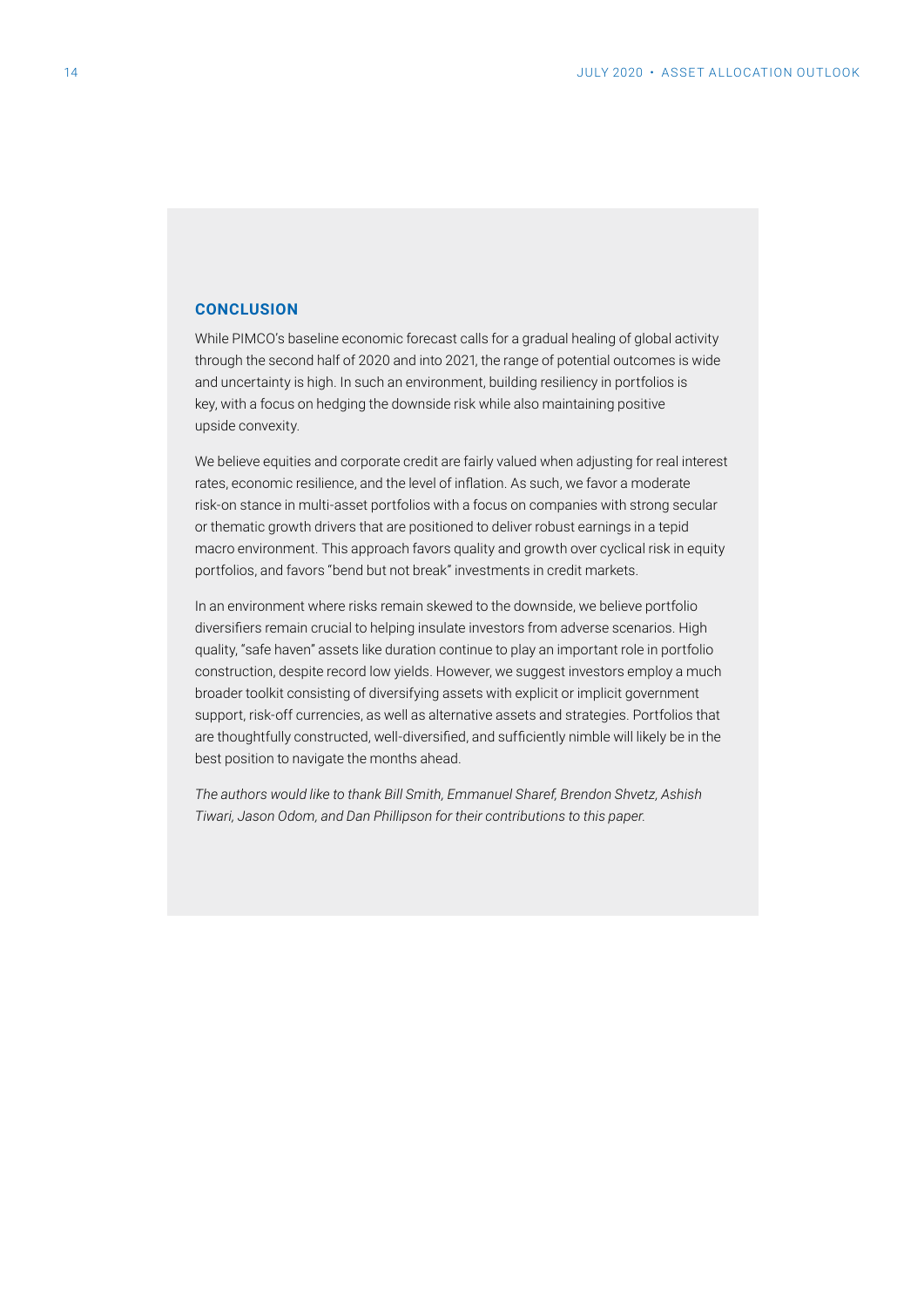## CONCLUSION

While PIMCO's baseline economic forecast calls for a gradual healing of global activity through the second half of 2020 and into 2021, the range of potential outcomes is wide and uncertainty is high. In such an environment, building resiliency in portfolios is key, with a focus on hedging the downside risk while also maintaining positive upside convexity.

We believe equities and corporate credit are fairly valued when adjusting for real interest rates, economic resilience, and the level of inflation. As such, we favor a moderate risk-on stance in multi-asset portfolios with a focus on companies with strong secular or thematic growth drivers that are positioned to deliver robust earnings in a tepid macro environment. This approach favors quality and growth over cyclical risk in equity portfolios, and favors "bend but not break" investments in credit markets.

In an environment where risks remain skewed to the downside, we believe portfolio diversifiers remain crucial to helping insulate investors from adverse scenarios. High quality, "safe haven" assets like duration continue to play an important role in portfolio construction, despite record low yields. However, we suggest investors employ a much broader toolkit consisting of diversifying assets with explicit or implicit government support, risk-off currencies, as well as alternative assets and strategies. Portfolios that are thoughtfully constructed, well-diversified, and sufficiently nimble will likely be in the best position to navigate the months ahead.

*The authors would like to thank Bill Smith, Emmanuel Sharef, Brendon Shvetz, Ashish Tiwari, Jason Odom, and Dan Phillipson for their contributions to this paper.*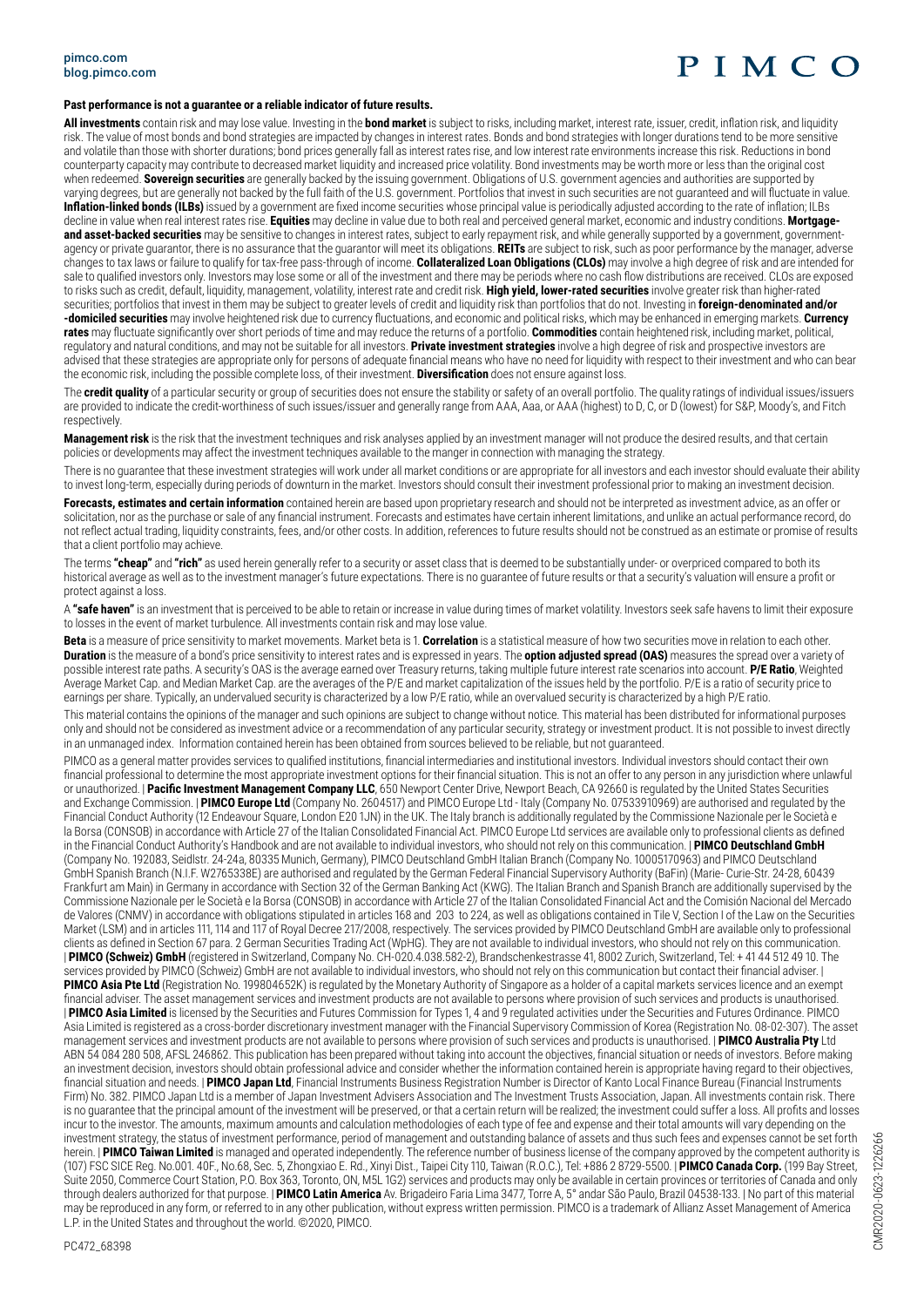**Past performance is not a guarantee or a reliable indicator of future results.**

**All investments** contain risk and may lose value. Investing in the **bond market** is subject to risks, including market, interest rate, issuer, credit, inflation risk, and liquidity risk. The value of most bonds and bond strategies are impacted by changes in interest rates. Bonds and bond strategies with longer durations tend to be more sensitive and volatile than those with shorter durations; bond prices generally fall as interest rates rise, and low interest rate environments increase this risk. Reductions in bond counterparty capacity may contribute to decreased market liquidity and increased price volatility. Bond investments may be worth more or less than the original cost when redeemed. **Sovereign securities** are generally backed by the issuing government. Obligations of U.S. government agencies and authorities are supported by varying degrees, but are generally not backed by the full faith of the U.S. government. Portfolios that invest in such securities are not guaranteed and will fluctuate in value. **Inflation-linked bonds (ILBs)** issued by a government are fixed income securities whose principal value is periodically adjusted according to the rate of inflation; ILBs decline in value when real interest rates rise. **Equities** may decline in value due to both real and perceived general market, economic and industry conditions. **Mortgage- and asset-backed securities** may be sensitive to changes in interest rates, subject to early repayment risk, and while generally supported by a government, government-agency or private guarantor, there is no assurance that the guarantor will meet its obligations. **REITs** are subject to risk, such as poor performance by the manager, adverse changes to tax laws or failure to qualify for tax-free pass-through of income. **Collateralized Loan Obligations (CLOs)** may involve a high degree of risk and are intended for sale to qualified investors only. Investors may lose some or all of the investment and there may be periods where no cash flow distributions are received. CLOs are exposed to risks such as credit, default, liquidity, management, volatility, interest rate and credit risk. **High yield, lower-rated securities** involve greater risk than higher-rated securities; portfolios that invest in them may be subject to greater levels of credit and liquidity risk than portfolios that do not. Investing in **foreign-denominated and/or -domiciled securities** may involve heightened risk due to currency fluctuations, and economic and political risks, which may be enhanced in emerging markets. **Currency rates** may fluctuate significantly over short periods of time and may reduce the returns of a portfolio. **Commodities** contain heightened risk, including market, political, regulatory and natural conditions, and may not be suitable for all investors. **Private investment strategies** involve a high degree of risk and prospective investors are advised that these strategies are appropriate only for persons of adequate financial means who have no need for liquidity with respect to their investment and who can bear the economic risk, including the possible complete loss, of their investment. **Diversification** does not ensure against loss.

The **credit quality** of a particular security or group of securities does not ensure the stability or safety of an overall portfolio. The quality ratings of individual issues/issuers are provided to indicate the credit-worthiness of such issues/issuer and generally range from AAA, Aaa, or AAA (highest) to D, C, or D (lowest) for S&P, Moody's, and Fitch respectively.

**Management risk** is the risk that the investment techniques and risk analyses applied by an investment manager will not produce the desired results, and that certain policies or developments may affect the investment techniques available to the manger in connection with managing the strategy.

There is no guarantee that these investment strategies will work under all market conditions or are appropriate for all investors and each investor should evaluate their ability to invest long-term, especially during periods of downturn in the market. Investors should consult their investment professional prior to making an investment decision.

**Forecasts, estimates and certain information** contained herein are based upon proprietary research and should not be interpreted as investment advice, as an offer or solicitation, nor as the purchase or sale of any financial instrument. Forecasts and estimates have certain inherent limitations, and unlike an actual performance record, do not reflect actual trading, liquidity constraints, fees, and/or other costs. In addition, references to future results should not be construed as an estimate or promise of results that a client portfolio may achieve.

The terms **"cheap"** and **"rich"** as used herein generally refer to a security or asset class that is deemed to be substantially under- or overpriced compared to both its historical average as well as to the investment manager's future expectations. There is no guarantee of future results or that a security's valuation will ensure a profit or protect against a loss.

A **"safe haven"** is an investment that is perceived to be able to retain or increase in value during times of market volatility. Investors seek safe havens to limit their exposure to losses in the event of market turbulence. All investments contain risk and may lose value.

**Beta** is a measure of price sensitivity to market movements. Market beta is 1. **Correlation** is a statistical measure of how two securities move in relation to each other. **Duration** is the measure of a bond's price sensitivity to interest rates and is expressed in years. The **option adjusted spread (OAS)** measures the spread over a variety of possible interest rate paths. A security's OAS is the average earned over Treasury returns, taking multiple future interest rate scenarios into account. **P/E Ratio**, Weighted Average Market Cap. and Median Market Cap. are the averages of the P/E and market capitalization of the issues held by the portfolio. P/E is a ratio of security price to earnings per share. Typically, an undervalued security is characterized by a low P/E ratio, while an overvalued security is characterized by a high P/E ratio.

This material contains the opinions of the manager and such opinions are subject to change without notice. This material has been distributed for informational purposes only and should not be considered as investment advice or a recommendation of any particular security, strategy or investment product. It is not possible to invest directly in an unmanaged index. Information contained herein has been obtained from sources believed to be reliable, but not guaranteed.

PIMCO as a general matter provides services to qualified institutions, financial intermediaries and institutional investors. Individual investors should contact their own financial professional to determine the most appropriate investment options for their financial situation. This is not an offer to any person in any jurisdiction where unlawful or unauthorized. | **Pacific Investment Management Company LLC**, 650 Newport Center Drive, Newport Beach, CA 92660 is regulated by the United States Securities and Exchange Commission. | **PIMCO Europe Ltd** (Company No. 2604517) and PIMCO Europe Ltd - Italy (Company No. 07533910969) are authorised and regulated by the Financial Conduct Authority (12 Endeavour Square, London E20 1JN) in the UK. The Italy branch is additionally regulated by the Commissione Nazionale per le Società e la Borsa (CONSOB) in accordance with Article 27 of the Italian Consolidated Financial Act. PIMCO Europe Ltd services are available only to professional clients as defined in the Financial Conduct Authority's Handbook and are not available to individual investors, who should not rely on this communication. | **PIMCO Deutschland GmbH** (Company No. 192083, Seidlstr. 24-24a, 80335 Munich, Germany), PIMCO Deutschland GmbH Italian Branch (Company No. 10005170963) and PIMCO Deutschland GmbH Spanish Branch (N.I.F. W2765338E) are authorised and regulated by the German Federal Financial Supervisory Authority (BaFin) (Marie- Curie-Str. 24-28, 60439 Frankfurt am Main) in Germany in accordance with Section 32 of the German Banking Act (KWG). The Italian Branch and Spanish Branch are additionally supervised by the Commissione Nazionale per le Società e la Borsa (CONSOB) in accordance with Article 27 of the Italian Consolidated Financial Act and the Comisión Nacional del Mercado de Valores (CNMV) in accordance with obligations stipulated in articles 168 and 203 to 224, as well as obligations contained in Tile V, Section I of the Law on the Securities Market (LSM) and in articles 111, 114 and 117 of Royal Decree 217/2008, respectively. The services provided by PIMCO Deutschland GmbH are available only to professional clients as defined in Section 67 para. 2 German Securities Trading Act (WpHG). They are not available to individual investors, who should not rely on this communication. | **PIMCO (Schweiz) GmbH** (registered in Switzerland, Company No. CH-020.4.038.582-2), Brandschenkestrasse 41, 8002 Zurich, Switzerland, Tel: + 41 44 512 49 10. The services provided by PIMCO (Schweiz) GmbH are not available to individual investors, who should not rely on this communication but contact their financial adviser. | **PIMCO Asia Pte Ltd** (Registration No. 199804652K) is regulated by the Monetary Authority of Singapore as a holder of a capital markets services licence and an exempt financial adviser. The asset management services and investment products are not available to persons where provision of such services and products is unauthorised. | **PIMCO Asia Limited** is licensed by the Securities and Futures Commission for Types 1, 4 and 9 regulated activities under the Securities and Futures Ordinance. PIMCO Asia Limited is registered as a cross-border discretionary investment manager with the Financial Supervisory Commission of Korea (Registration No. 08-02-307). The asset management services and investment products are not available to persons where provision of such services and products is unauthorised. | **PIMCO Australia Pty** Ltd ABN 54 084 280 508, AFSL 246862. This publication has been prepared without taking into account the objectives, financial situation or needs of investors. Before making an investment decision, investors should obtain professional advice and consider whether the information contained herein is appropriate having regard to their objectives, financial situation and needs. | **PIMCO Japan Ltd**, Financial Instruments Business Registration Number is Director of Kanto Local Finance Bureau (Financial Instruments Firm) No. 382. PIMCO Japan Ltd is a member of Japan Investment Advisers Association and The Investment Trusts Association, Japan. All investments contain risk. There is no guarantee that the principal amount of the investment will be preserved, or that a certain return will be realized; the investment could suffer a loss. All profits and losses incur to the investor. The amounts, maximum amounts and calculation methodologies of each type of fee and expense and their total amounts will vary depending on the investment strategy, the status of investment performance, period of management and outstanding balance of assets and thus such fees and expenses cannot be set forth herein. | **PIMCO Taiwan Limited** is managed and operated independently. The reference number of business license of the company approved by the competent authority is (107) FSC SICE Reg. No.001. 40F., No.68, Sec. 5, Zhongxiao E. Rd., Xinyi Dist., Taipei City 110, Taiwan (R.O.C.), Tel: +886 2 8729-5500. | **PIMCO Canada Corp.** (199 Bay Street, Suite 2050, Commerce Court Station, P.O. Box 363, Toronto, ON, M5L 1G2) services and products may only be available in certain provinces or territories of Canada and only through dealers authorized for that purpose. | **PIMCO Latin America** Av. Brigadeiro Faria Lima 3477, Torre A, 5° andar São Paulo, Brazil 04538-133. | No part of this material may be reproduced in any form, or referred to in any other publication, without express written permission. PIMCO is a trademark of Allianz Asset Management of America L.P. in the United States and throughout the world. ©2020, PIMCO.

PC472_68398

CMR2020-0623-1226266